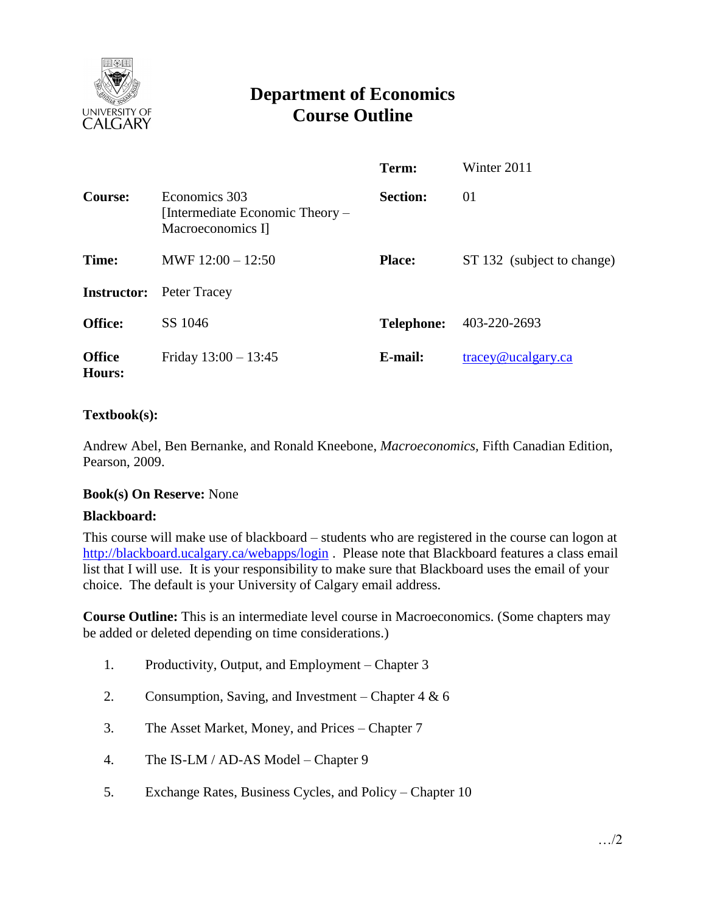# Department of Economics
# Course Outline

| | | | |
|---|---|---|---|
| | | **Term:** | Winter 2011 |
| **Course:** | Economics 303 [Intermediate Economic Theory – Macroeconomics I] | **Section:** | 01 |
| **Time:** | MWF 12:00 – 12:50 | **Place:** | ST 132 (subject to change) |
| **Instructor:** | Peter Tracey | | |
| **Office:** | SS 1046 | **Telephone:** | 403-220-2693 |
| **Office Hours:** | Friday 13:00 – 13:45 | **E-mail:** | tracey@ucalgary.ca |

**Textbook(s):**

Andrew Abel, Ben Bernanke, and Ronald Kneebone, *Macroeconomics*, Fifth Canadian Edition, Pearson, 2009.

**Book(s) On Reserve:** None

**Blackboard:**

This course will make use of blackboard – students who are registered in the course can logon at http://blackboard.ucalgary.ca/webapps/login . Please note that Blackboard features a class email list that I will use. It is your responsibility to make sure that Blackboard uses the email of your choice. The default is your University of Calgary email address.

**Course Outline:** This is an intermediate level course in Macroeconomics. (Some chapters may be added or deleted depending on time considerations.)

1. Productivity, Output, and Employment – Chapter 3
2. Consumption, Saving, and Investment – Chapter 4 & 6
3. The Asset Market, Money, and Prices – Chapter 7
4. The IS-LM / AD-AS Model – Chapter 9
5. Exchange Rates, Business Cycles, and Policy – Chapter 10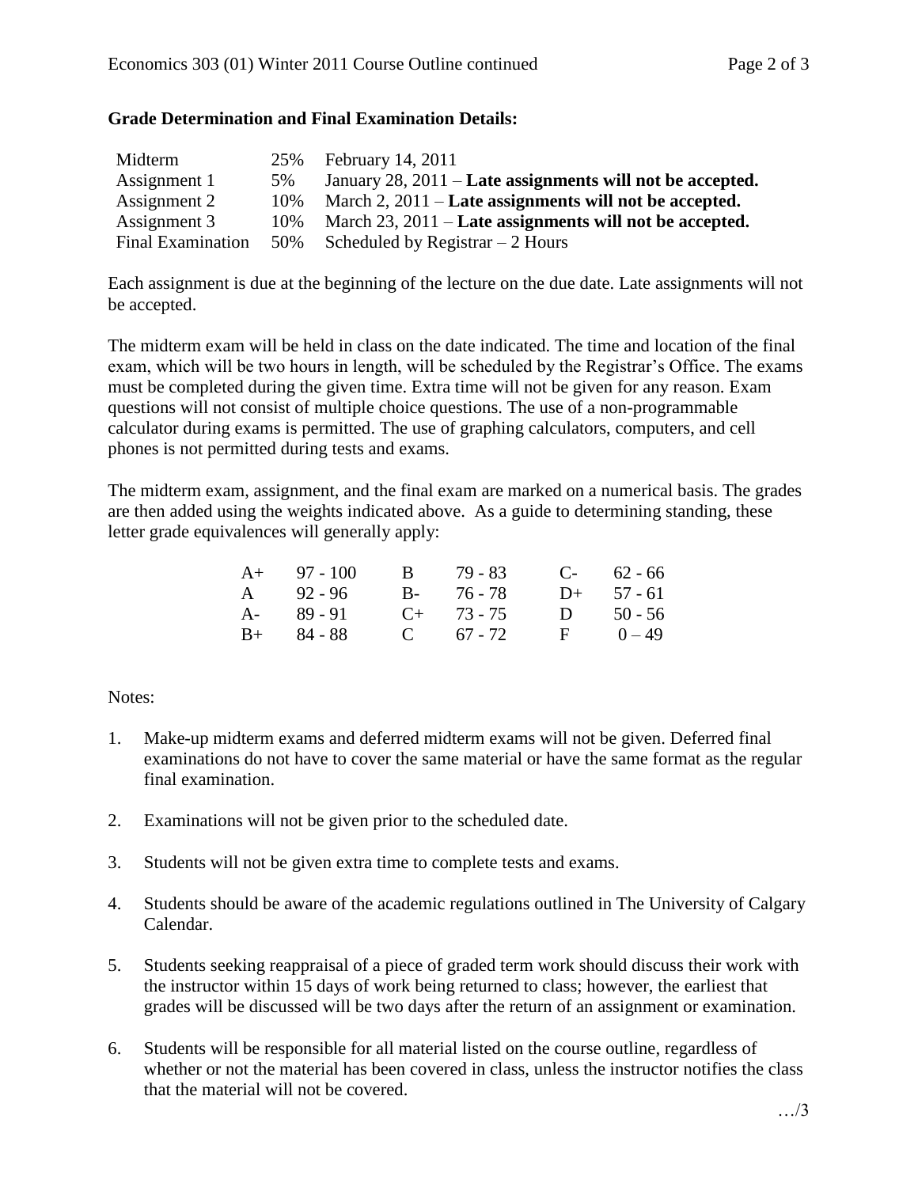**Grade Determination and Final Examination Details:**

| | | |
|---|---|---|
| Midterm | 25% | February 14, 2011 |
| Assignment 1 | 5% | January 28, 2011 – **Late assignments will not be accepted.** |
| Assignment 2 | 10% | March 2, 2011 – **Late assignments will not be accepted.** |
| Assignment 3 | 10% | March 23, 2011 – **Late assignments will not be accepted.** |
| Final Examination | 50% | Scheduled by Registrar – 2 Hours |

Each assignment is due at the beginning of the lecture on the due date. Late assignments will not be accepted.

The midterm exam will be held in class on the date indicated. The time and location of the final exam, which will be two hours in length, will be scheduled by the Registrar's Office. The exams must be completed during the given time. Extra time will not be given for any reason. Exam questions will not consist of multiple choice questions. The use of a non-programmable calculator during exams is permitted. The use of graphing calculators, computers, and cell phones is not permitted during tests and exams.

The midterm exam, assignment, and the final exam are marked on a numerical basis. The grades are then added using the weights indicated above. As a guide to determining standing, these letter grade equivalences will generally apply:

| | | | | | |
|---|---|---|---|---|---|
| A+ | 97 - 100 | B | 79 - 83 | C- | 62 - 66 |
| A | 92 - 96 | B- | 76 - 78 | D+ | 57 - 61 |
| A- | 89 - 91 | C+ | 73 - 75 | D | 50 - 56 |
| B+ | 84 - 88 | C | 67 - 72 | F | 0 – 49 |

Notes:

1. Make-up midterm exams and deferred midterm exams will not be given. Deferred final examinations do not have to cover the same material or have the same format as the regular final examination.

2. Examinations will not be given prior to the scheduled date.

3. Students will not be given extra time to complete tests and exams.

4. Students should be aware of the academic regulations outlined in The University of Calgary Calendar.

5. Students seeking reappraisal of a piece of graded term work should discuss their work with the instructor within 15 days of work being returned to class; however, the earliest that grades will be discussed will be two days after the return of an assignment or examination.

6. Students will be responsible for all material listed on the course outline, regardless of whether or not the material has been covered in class, unless the instructor notifies the class that the material will not be covered.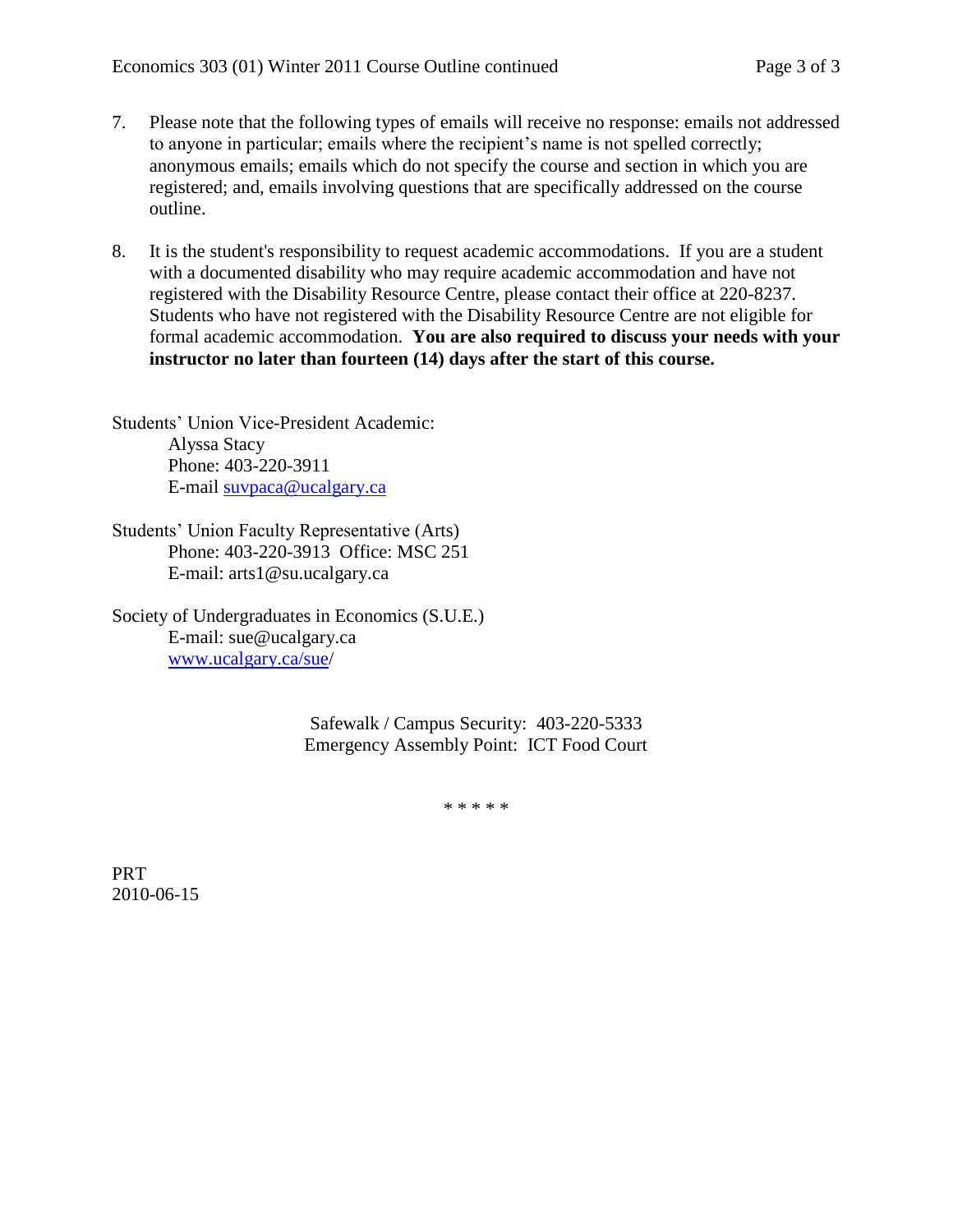7. Please note that the following types of emails will receive no response: emails not addressed to anyone in particular; emails where the recipient's name is not spelled correctly; anonymous emails; emails which do not specify the course and section in which you are registered; and, emails involving questions that are specifically addressed on the course outline.

8. It is the student's responsibility to request academic accommodations. If you are a student with a documented disability who may require academic accommodation and have not registered with the Disability Resource Centre, please contact their office at 220-8237. Students who have not registered with the Disability Resource Centre are not eligible for formal academic accommodation. **You are also required to discuss your needs with your instructor no later than fourteen (14) days after the start of this course.**

Students' Union Vice-President Academic:
Alyssa Stacy
Phone: 403-220-3911
E-mail suvpaca@ucalgary.ca

Students' Union Faculty Representative (Arts)
Phone: 403-220-3913 Office: MSC 251
E-mail: arts1@su.ucalgary.ca

Society of Undergraduates in Economics (S.U.E.)
E-mail: sue@ucalgary.ca
www.ucalgary.ca/sue/

Safewalk / Campus Security: 403-220-5333
Emergency Assembly Point: ICT Food Court

* * * * *

PRT
2010-06-15